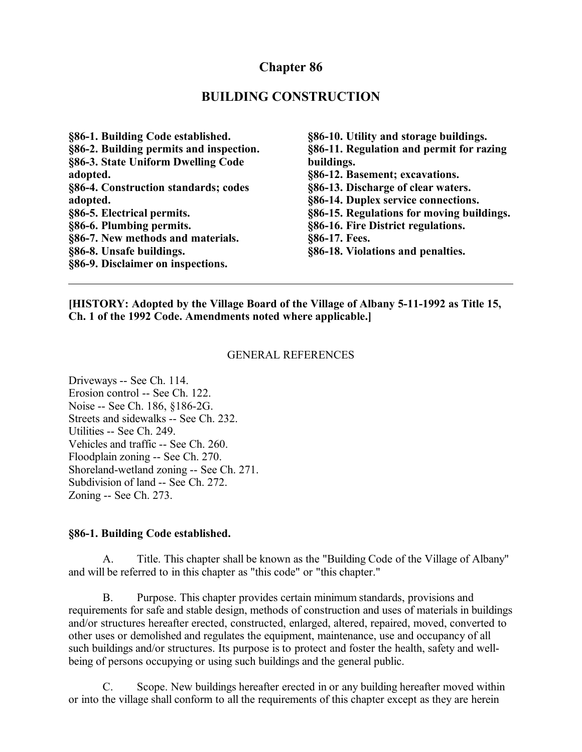# Chapter 86

## BUILDING CONSTRUCTION

**§86-1. Building Code established.**
**§86-2. Building permits and inspection.**
**§86-3. State Uniform Dwelling Code adopted.**
**§86-4. Construction standards; codes adopted.**
**§86-5. Electrical permits.**
**§86-6. Plumbing permits.**
**§86-7. New methods and materials.**
**§86-8. Unsafe buildings.**
**§86-9. Disclaimer on inspections.**
**§86-10. Utility and storage buildings.**
**§86-11. Regulation and permit for razing buildings.**
**§86-12. Basement; excavations.**
**§86-13. Discharge of clear waters.**
**§86-14. Duplex service connections.**
**§86-15. Regulations for moving buildings.**
**§86-16. Fire District regulations.**
**§86-17. Fees.**
**§86-18. Violations and penalties.**

---

**[HISTORY: Adopted by the Village Board of the Village of Albany 5-11-1992 as Title 15, Ch. 1 of the 1992 Code. Amendments noted where applicable.]**

GENERAL REFERENCES

Driveways -- See Ch. 114.
Erosion control -- See Ch. 122.
Noise -- See Ch. 186, §186-2G.
Streets and sidewalks -- See Ch. 232.
Utilities -- See Ch. 249.
Vehicles and traffic -- See Ch. 260.
Floodplain zoning -- See Ch. 270.
Shoreland-wetland zoning -- See Ch. 271.
Subdivision of land -- See Ch. 272.
Zoning -- See Ch. 273.

### §86-1. Building Code established.

A. Title. This chapter shall be known as the "Building Code of the Village of Albany" and will be referred to in this chapter as "this code" or "this chapter."

B. Purpose. This chapter provides certain minimum standards, provisions and requirements for safe and stable design, methods of construction and uses of materials in buildings and/or structures hereafter erected, constructed, enlarged, altered, repaired, moved, converted to other uses or demolished and regulates the equipment, maintenance, use and occupancy of all such buildings and/or structures. Its purpose is to protect and foster the health, safety and well-being of persons occupying or using such buildings and the general public.

C. Scope. New buildings hereafter erected in or any building hereafter moved within or into the village shall conform to all the requirements of this chapter except as they are herein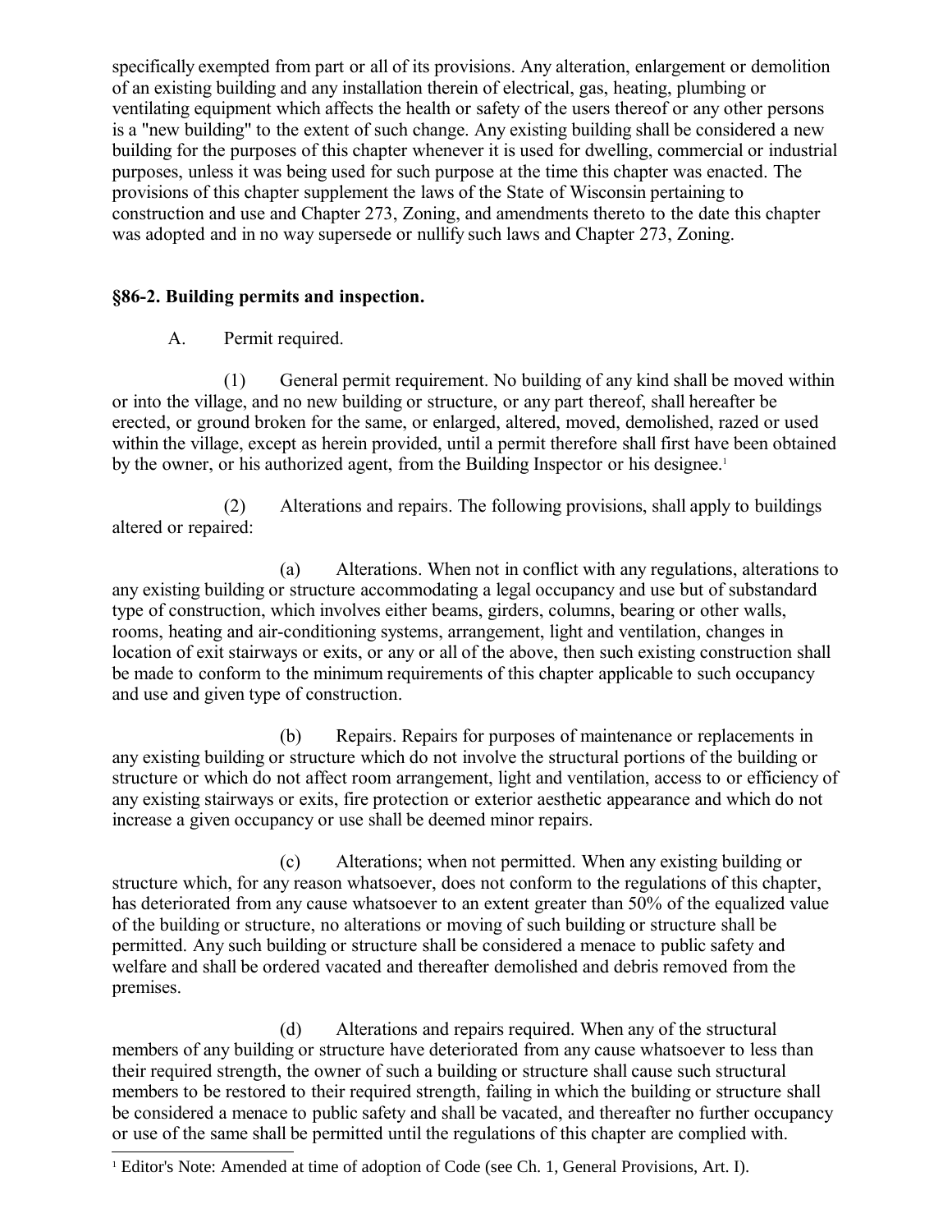specifically exempted from part or all of its provisions. Any alteration, enlargement or demolition of an existing building and any installation therein of electrical, gas, heating, plumbing or ventilating equipment which affects the health or safety of the users thereof or any other persons is a "new building" to the extent of such change. Any existing building shall be considered a new building for the purposes of this chapter whenever it is used for dwelling, commercial or industrial purposes, unless it was being used for such purpose at the time this chapter was enacted. The provisions of this chapter supplement the laws of the State of Wisconsin pertaining to construction and use and Chapter 273, Zoning, and amendments thereto to the date this chapter was adopted and in no way supersede or nullify such laws and Chapter 273, Zoning.

**§86-2. Building permits and inspection.**

A. Permit required.

(1) General permit requirement. No building of any kind shall be moved within or into the village, and no new building or structure, or any part thereof, shall hereafter be erected, or ground broken for the same, or enlarged, altered, moved, demolished, razed or used within the village, except as herein provided, until a permit therefore shall first have been obtained by the owner, or his authorized agent, from the Building Inspector or his designee.[1]

(2) Alterations and repairs. The following provisions, shall apply to buildings altered or repaired:

(a) Alterations. When not in conflict with any regulations, alterations to any existing building or structure accommodating a legal occupancy and use but of substandard type of construction, which involves either beams, girders, columns, bearing or other walls, rooms, heating and air-conditioning systems, arrangement, light and ventilation, changes in location of exit stairways or exits, or any or all of the above, then such existing construction shall be made to conform to the minimum requirements of this chapter applicable to such occupancy and use and given type of construction.

(b) Repairs. Repairs for purposes of maintenance or replacements in any existing building or structure which do not involve the structural portions of the building or structure or which do not affect room arrangement, light and ventilation, access to or efficiency of any existing stairways or exits, fire protection or exterior aesthetic appearance and which do not increase a given occupancy or use shall be deemed minor repairs.

(c) Alterations; when not permitted. When any existing building or structure which, for any reason whatsoever, does not conform to the regulations of this chapter, has deteriorated from any cause whatsoever to an extent greater than 50% of the equalized value of the building or structure, no alterations or moving of such building or structure shall be permitted. Any such building or structure shall be considered a menace to public safety and welfare and shall be ordered vacated and thereafter demolished and debris removed from the premises.

(d) Alterations and repairs required. When any of the structural members of any building or structure have deteriorated from any cause whatsoever to less than their required strength, the owner of such a building or structure shall cause such structural members to be restored to their required strength, failing in which the building or structure shall be considered a menace to public safety and shall be vacated, and thereafter no further occupancy or use of the same shall be permitted until the regulations of this chapter are complied with.

[1] Editor's Note: Amended at time of adoption of Code (see Ch. 1, General Provisions, Art. I).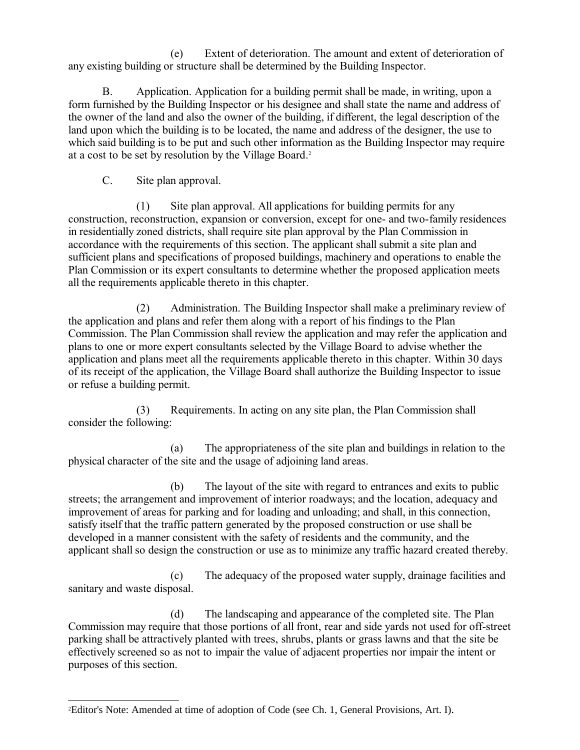(e) Extent of deterioration. The amount and extent of deterioration of any existing building or structure shall be determined by the Building Inspector.

B. Application. Application for a building permit shall be made, in writing, upon a form furnished by the Building Inspector or his designee and shall state the name and address of the owner of the land and also the owner of the building, if different, the legal description of the land upon which the building is to be located, the name and address of the designer, the use to which said building is to be put and such other information as the Building Inspector may require at a cost to be set by resolution by the Village Board.[2]

C. Site plan approval.

(1) Site plan approval. All applications for building permits for any construction, reconstruction, expansion or conversion, except for one- and two-family residences in residentially zoned districts, shall require site plan approval by the Plan Commission in accordance with the requirements of this section. The applicant shall submit a site plan and sufficient plans and specifications of proposed buildings, machinery and operations to enable the Plan Commission or its expert consultants to determine whether the proposed application meets all the requirements applicable thereto in this chapter.

(2) Administration. The Building Inspector shall make a preliminary review of the application and plans and refer them along with a report of his findings to the Plan Commission. The Plan Commission shall review the application and may refer the application and plans to one or more expert consultants selected by the Village Board to advise whether the application and plans meet all the requirements applicable thereto in this chapter. Within 30 days of its receipt of the application, the Village Board shall authorize the Building Inspector to issue or refuse a building permit.

(3) Requirements. In acting on any site plan, the Plan Commission shall consider the following:

(a) The appropriateness of the site plan and buildings in relation to the physical character of the site and the usage of adjoining land areas.

(b) The layout of the site with regard to entrances and exits to public streets; the arrangement and improvement of interior roadways; and the location, adequacy and improvement of areas for parking and for loading and unloading; and shall, in this connection, satisfy itself that the traffic pattern generated by the proposed construction or use shall be developed in a manner consistent with the safety of residents and the community, and the applicant shall so design the construction or use as to minimize any traffic hazard created thereby.

(c) The adequacy of the proposed water supply, drainage facilities and sanitary and waste disposal.

(d) The landscaping and appearance of the completed site. The Plan Commission may require that those portions of all front, rear and side yards not used for off-street parking shall be attractively planted with trees, shrubs, plants or grass lawns and that the site be effectively screened so as not to impair the value of adjacent properties nor impair the intent or purposes of this section.

[2] Editor's Note: Amended at time of adoption of Code (see Ch. 1, General Provisions, Art. I).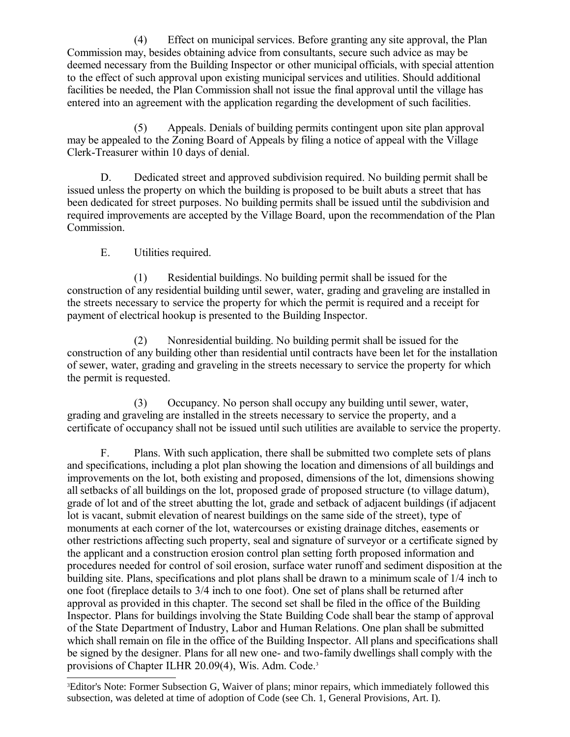(4) Effect on municipal services. Before granting any site approval, the Plan Commission may, besides obtaining advice from consultants, secure such advice as may be deemed necessary from the Building Inspector or other municipal officials, with special attention to the effect of such approval upon existing municipal services and utilities. Should additional facilities be needed, the Plan Commission shall not issue the final approval until the village has entered into an agreement with the application regarding the development of such facilities.

(5) Appeals. Denials of building permits contingent upon site plan approval may be appealed to the Zoning Board of Appeals by filing a notice of appeal with the Village Clerk-Treasurer within 10 days of denial.

D. Dedicated street and approved subdivision required. No building permit shall be issued unless the property on which the building is proposed to be built abuts a street that has been dedicated for street purposes. No building permits shall be issued until the subdivision and required improvements are accepted by the Village Board, upon the recommendation of the Plan Commission.

E. Utilities required.

(1) Residential buildings. No building permit shall be issued for the construction of any residential building until sewer, water, grading and graveling are installed in the streets necessary to service the property for which the permit is required and a receipt for payment of electrical hookup is presented to the Building Inspector.

(2) Nonresidential building. No building permit shall be issued for the construction of any building other than residential until contracts have been let for the installation of sewer, water, grading and graveling in the streets necessary to service the property for which the permit is requested.

(3) Occupancy. No person shall occupy any building until sewer, water, grading and graveling are installed in the streets necessary to service the property, and a certificate of occupancy shall not be issued until such utilities are available to service the property.

F. Plans. With such application, there shall be submitted two complete sets of plans and specifications, including a plot plan showing the location and dimensions of all buildings and improvements on the lot, both existing and proposed, dimensions of the lot, dimensions showing all setbacks of all buildings on the lot, proposed grade of proposed structure (to village datum), grade of lot and of the street abutting the lot, grade and setback of adjacent buildings (if adjacent lot is vacant, submit elevation of nearest buildings on the same side of the street), type of monuments at each corner of the lot, watercourses or existing drainage ditches, easements or other restrictions affecting such property, seal and signature of surveyor or a certificate signed by the applicant and a construction erosion control plan setting forth proposed information and procedures needed for control of soil erosion, surface water runoff and sediment disposition at the building site. Plans, specifications and plot plans shall be drawn to a minimum scale of 1/4 inch to one foot (fireplace details to 3/4 inch to one foot). One set of plans shall be returned after approval as provided in this chapter. The second set shall be filed in the office of the Building Inspector. Plans for buildings involving the State Building Code shall bear the stamp of approval of the State Department of Industry, Labor and Human Relations. One plan shall be submitted which shall remain on file in the office of the Building Inspector. All plans and specifications shall be signed by the designer. Plans for all new one- and two-family dwellings shall comply with the provisions of Chapter ILHR 20.09(4), Wis. Adm. Code.[3]

[3]Editor's Note: Former Subsection G, Waiver of plans; minor repairs, which immediately followed this subsection, was deleted at time of adoption of Code (see Ch. 1, General Provisions, Art. I).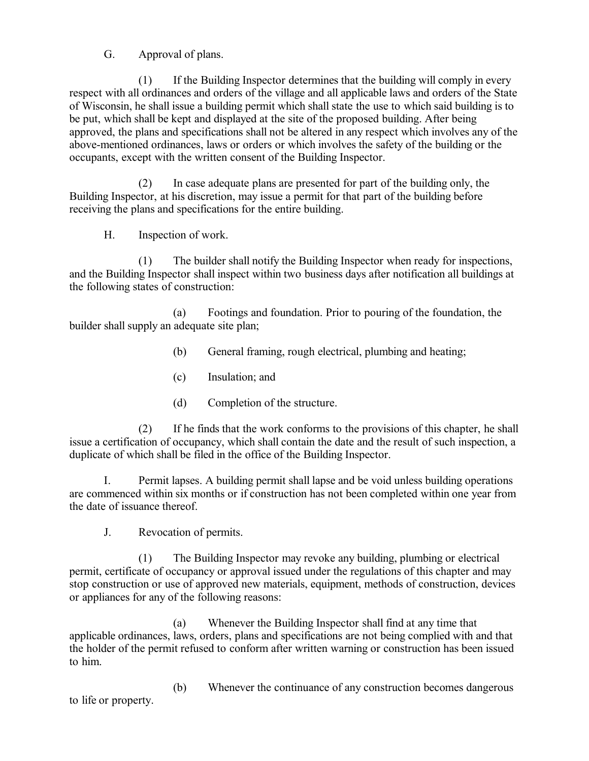G. Approval of plans.

(1) If the Building Inspector determines that the building will comply in every respect with all ordinances and orders of the village and all applicable laws and orders of the State of Wisconsin, he shall issue a building permit which shall state the use to which said building is to be put, which shall be kept and displayed at the site of the proposed building. After being approved, the plans and specifications shall not be altered in any respect which involves any of the above-mentioned ordinances, laws or orders or which involves the safety of the building or the occupants, except with the written consent of the Building Inspector.

(2) In case adequate plans are presented for part of the building only, the Building Inspector, at his discretion, may issue a permit for that part of the building before receiving the plans and specifications for the entire building.

H. Inspection of work.

(1) The builder shall notify the Building Inspector when ready for inspections, and the Building Inspector shall inspect within two business days after notification all buildings at the following states of construction:

(a) Footings and foundation. Prior to pouring of the foundation, the builder shall supply an adequate site plan;

(b) General framing, rough electrical, plumbing and heating;

(c) Insulation; and

(d) Completion of the structure.

(2) If he finds that the work conforms to the provisions of this chapter, he shall issue a certification of occupancy, which shall contain the date and the result of such inspection, a duplicate of which shall be filed in the office of the Building Inspector.

I. Permit lapses. A building permit shall lapse and be void unless building operations are commenced within six months or if construction has not been completed within one year from the date of issuance thereof.

J. Revocation of permits.

(1) The Building Inspector may revoke any building, plumbing or electrical permit, certificate of occupancy or approval issued under the regulations of this chapter and may stop construction or use of approved new materials, equipment, methods of construction, devices or appliances for any of the following reasons:

(a) Whenever the Building Inspector shall find at any time that applicable ordinances, laws, orders, plans and specifications are not being complied with and that the holder of the permit refused to conform after written warning or construction has been issued to him.

(b) Whenever the continuance of any construction becomes dangerous to life or property.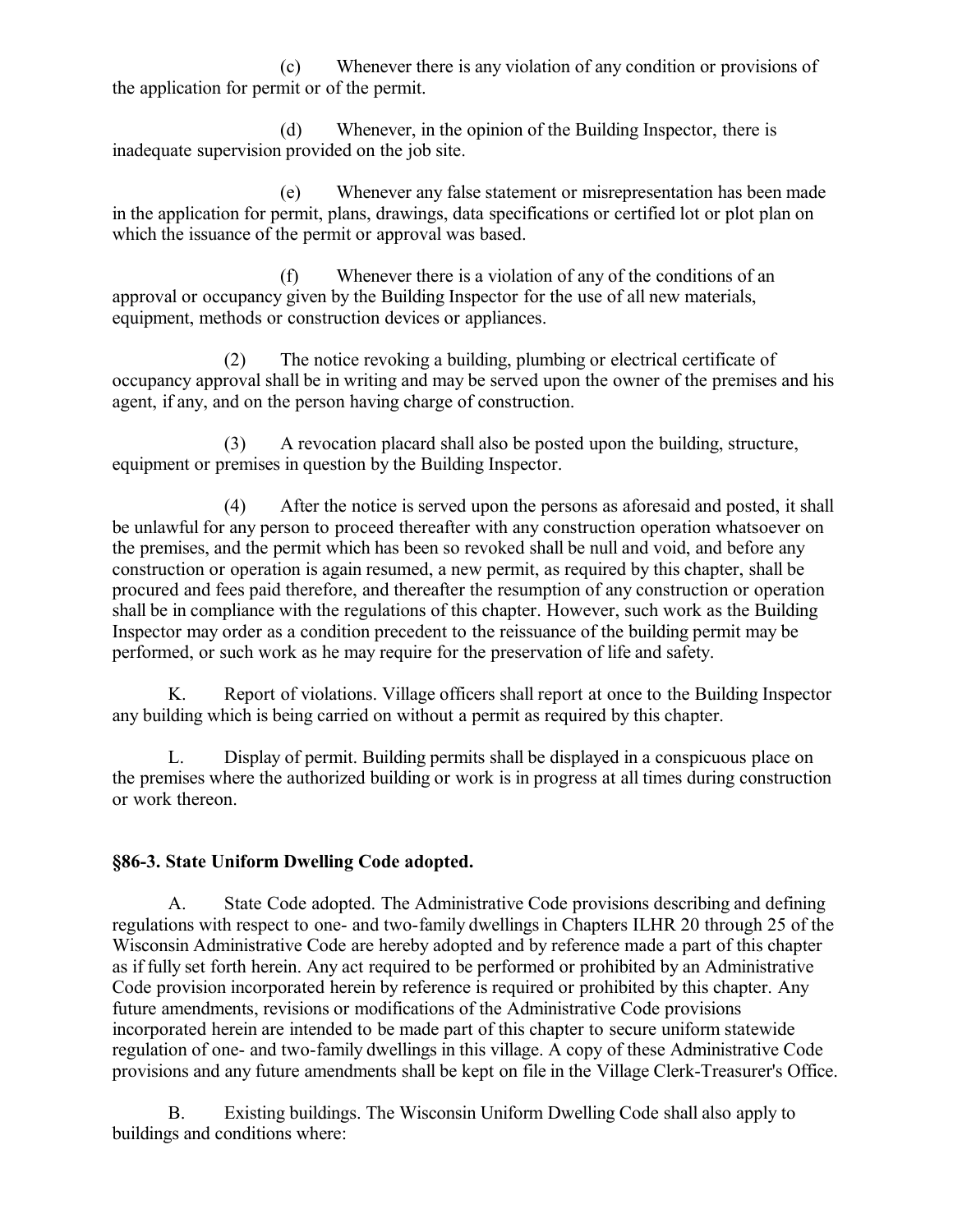(c) Whenever there is any violation of any condition or provisions of the application for permit or of the permit.

(d) Whenever, in the opinion of the Building Inspector, there is inadequate supervision provided on the job site.

(e) Whenever any false statement or misrepresentation has been made in the application for permit, plans, drawings, data specifications or certified lot or plot plan on which the issuance of the permit or approval was based.

(f) Whenever there is a violation of any of the conditions of an approval or occupancy given by the Building Inspector for the use of all new materials, equipment, methods or construction devices or appliances.

(2) The notice revoking a building, plumbing or electrical certificate of occupancy approval shall be in writing and may be served upon the owner of the premises and his agent, if any, and on the person having charge of construction.

(3) A revocation placard shall also be posted upon the building, structure, equipment or premises in question by the Building Inspector.

(4) After the notice is served upon the persons as aforesaid and posted, it shall be unlawful for any person to proceed thereafter with any construction operation whatsoever on the premises, and the permit which has been so revoked shall be null and void, and before any construction or operation is again resumed, a new permit, as required by this chapter, shall be procured and fees paid therefore, and thereafter the resumption of any construction or operation shall be in compliance with the regulations of this chapter. However, such work as the Building Inspector may order as a condition precedent to the reissuance of the building permit may be performed, or such work as he may require for the preservation of life and safety.

K. Report of violations. Village officers shall report at once to the Building Inspector any building which is being carried on without a permit as required by this chapter.

L. Display of permit. Building permits shall be displayed in a conspicuous place on the premises where the authorized building or work is in progress at all times during construction or work thereon.

## §86-3. State Uniform Dwelling Code adopted.

A. State Code adopted. The Administrative Code provisions describing and defining regulations with respect to one- and two-family dwellings in Chapters ILHR 20 through 25 of the Wisconsin Administrative Code are hereby adopted and by reference made a part of this chapter as if fully set forth herein. Any act required to be performed or prohibited by an Administrative Code provision incorporated herein by reference is required or prohibited by this chapter. Any future amendments, revisions or modifications of the Administrative Code provisions incorporated herein are intended to be made part of this chapter to secure uniform statewide regulation of one- and two-family dwellings in this village. A copy of these Administrative Code provisions and any future amendments shall be kept on file in the Village Clerk-Treasurer's Office.

B. Existing buildings. The Wisconsin Uniform Dwelling Code shall also apply to buildings and conditions where: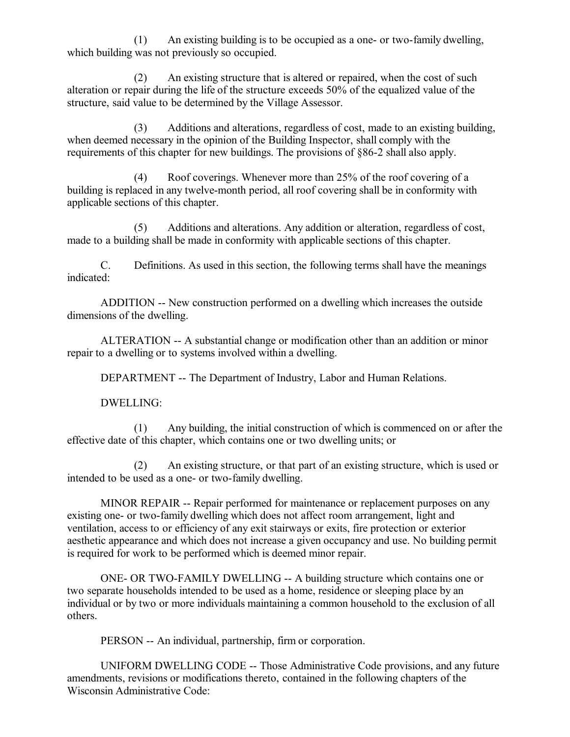(1) An existing building is to be occupied as a one- or two-family dwelling, which building was not previously so occupied.

(2) An existing structure that is altered or repaired, when the cost of such alteration or repair during the life of the structure exceeds 50% of the equalized value of the structure, said value to be determined by the Village Assessor.

(3) Additions and alterations, regardless of cost, made to an existing building, when deemed necessary in the opinion of the Building Inspector, shall comply with the requirements of this chapter for new buildings. The provisions of §86-2 shall also apply.

(4) Roof coverings. Whenever more than 25% of the roof covering of a building is replaced in any twelve-month period, all roof covering shall be in conformity with applicable sections of this chapter.

(5) Additions and alterations. Any addition or alteration, regardless of cost, made to a building shall be made in conformity with applicable sections of this chapter.

C. Definitions. As used in this section, the following terms shall have the meanings indicated:

ADDITION -- New construction performed on a dwelling which increases the outside dimensions of the dwelling.

ALTERATION -- A substantial change or modification other than an addition or minor repair to a dwelling or to systems involved within a dwelling.

DEPARTMENT -- The Department of Industry, Labor and Human Relations.

DWELLING:

(1) Any building, the initial construction of which is commenced on or after the effective date of this chapter, which contains one or two dwelling units; or

(2) An existing structure, or that part of an existing structure, which is used or intended to be used as a one- or two-family dwelling.

MINOR REPAIR -- Repair performed for maintenance or replacement purposes on any existing one- or two-family dwelling which does not affect room arrangement, light and ventilation, access to or efficiency of any exit stairways or exits, fire protection or exterior aesthetic appearance and which does not increase a given occupancy and use. No building permit is required for work to be performed which is deemed minor repair.

ONE- OR TWO-FAMILY DWELLING -- A building structure which contains one or two separate households intended to be used as a home, residence or sleeping place by an individual or by two or more individuals maintaining a common household to the exclusion of all others.

PERSON -- An individual, partnership, firm or corporation.

UNIFORM DWELLING CODE -- Those Administrative Code provisions, and any future amendments, revisions or modifications thereto, contained in the following chapters of the Wisconsin Administrative Code: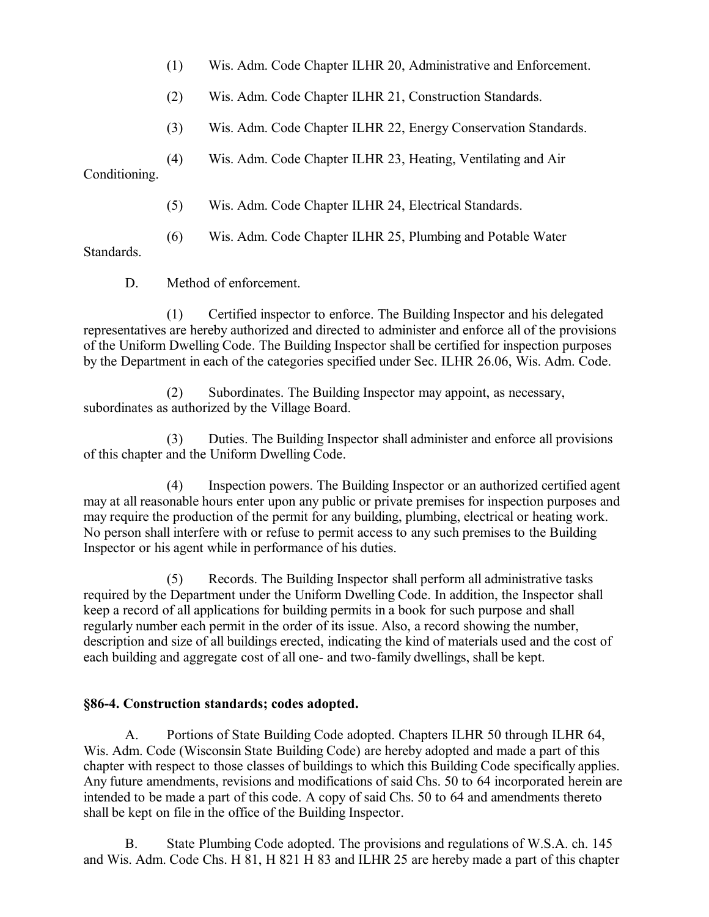(1) Wis. Adm. Code Chapter ILHR 20, Administrative and Enforcement.

(2) Wis. Adm. Code Chapter ILHR 21, Construction Standards.

(3) Wis. Adm. Code Chapter ILHR 22, Energy Conservation Standards.

(4) Wis. Adm. Code Chapter ILHR 23, Heating, Ventilating and Air Conditioning.

(5) Wis. Adm. Code Chapter ILHR 24, Electrical Standards.

(6) Wis. Adm. Code Chapter ILHR 25, Plumbing and Potable Water Standards.

D. Method of enforcement.

(1) Certified inspector to enforce. The Building Inspector and his delegated representatives are hereby authorized and directed to administer and enforce all of the provisions of the Uniform Dwelling Code. The Building Inspector shall be certified for inspection purposes by the Department in each of the categories specified under Sec. ILHR 26.06, Wis. Adm. Code.

(2) Subordinates. The Building Inspector may appoint, as necessary, subordinates as authorized by the Village Board.

(3) Duties. The Building Inspector shall administer and enforce all provisions of this chapter and the Uniform Dwelling Code.

(4) Inspection powers. The Building Inspector or an authorized certified agent may at all reasonable hours enter upon any public or private premises for inspection purposes and may require the production of the permit for any building, plumbing, electrical or heating work. No person shall interfere with or refuse to permit access to any such premises to the Building Inspector or his agent while in performance of his duties.

(5) Records. The Building Inspector shall perform all administrative tasks required by the Department under the Uniform Dwelling Code. In addition, the Inspector shall keep a record of all applications for building permits in a book for such purpose and shall regularly number each permit in the order of its issue. Also, a record showing the number, description and size of all buildings erected, indicating the kind of materials used and the cost of each building and aggregate cost of all one- and two-family dwellings, shall be kept.

**§86-4. Construction standards; codes adopted.**

A. Portions of State Building Code adopted. Chapters ILHR 50 through ILHR 64, Wis. Adm. Code (Wisconsin State Building Code) are hereby adopted and made a part of this chapter with respect to those classes of buildings to which this Building Code specifically applies. Any future amendments, revisions and modifications of said Chs. 50 to 64 incorporated herein are intended to be made a part of this code. A copy of said Chs. 50 to 64 and amendments thereto shall be kept on file in the office of the Building Inspector.

B. State Plumbing Code adopted. The provisions and regulations of W.S.A. ch. 145 and Wis. Adm. Code Chs. H 81, H 821 H 83 and ILHR 25 are hereby made a part of this chapter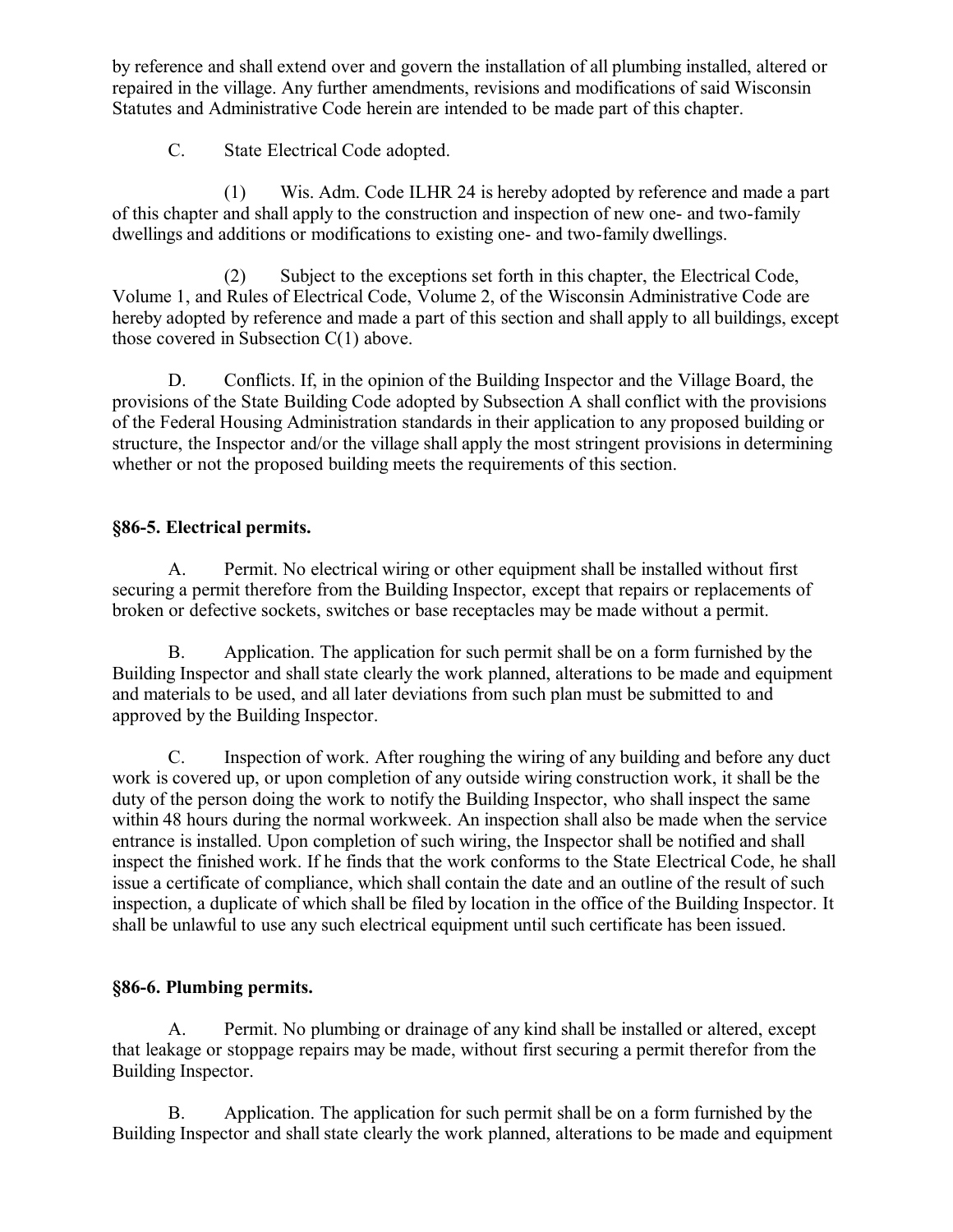by reference and shall extend over and govern the installation of all plumbing installed, altered or repaired in the village. Any further amendments, revisions and modifications of said Wisconsin Statutes and Administrative Code herein are intended to be made part of this chapter.

C. State Electrical Code adopted.

(1) Wis. Adm. Code ILHR 24 is hereby adopted by reference and made a part of this chapter and shall apply to the construction and inspection of new one- and two-family dwellings and additions or modifications to existing one- and two-family dwellings.

(2) Subject to the exceptions set forth in this chapter, the Electrical Code, Volume 1, and Rules of Electrical Code, Volume 2, of the Wisconsin Administrative Code are hereby adopted by reference and made a part of this section and shall apply to all buildings, except those covered in Subsection C(1) above.

D. Conflicts. If, in the opinion of the Building Inspector and the Village Board, the provisions of the State Building Code adopted by Subsection A shall conflict with the provisions of the Federal Housing Administration standards in their application to any proposed building or structure, the Inspector and/or the village shall apply the most stringent provisions in determining whether or not the proposed building meets the requirements of this section.

### §86-5. Electrical permits.

A. Permit. No electrical wiring or other equipment shall be installed without first securing a permit therefore from the Building Inspector, except that repairs or replacements of broken or defective sockets, switches or base receptacles may be made without a permit.

B. Application. The application for such permit shall be on a form furnished by the Building Inspector and shall state clearly the work planned, alterations to be made and equipment and materials to be used, and all later deviations from such plan must be submitted to and approved by the Building Inspector.

C. Inspection of work. After roughing the wiring of any building and before any duct work is covered up, or upon completion of any outside wiring construction work, it shall be the duty of the person doing the work to notify the Building Inspector, who shall inspect the same within 48 hours during the normal workweek. An inspection shall also be made when the service entrance is installed. Upon completion of such wiring, the Inspector shall be notified and shall inspect the finished work. If he finds that the work conforms to the State Electrical Code, he shall issue a certificate of compliance, which shall contain the date and an outline of the result of such inspection, a duplicate of which shall be filed by location in the office of the Building Inspector. It shall be unlawful to use any such electrical equipment until such certificate has been issued.

### §86-6. Plumbing permits.

A. Permit. No plumbing or drainage of any kind shall be installed or altered, except that leakage or stoppage repairs may be made, without first securing a permit therefor from the Building Inspector.

B. Application. The application for such permit shall be on a form furnished by the Building Inspector and shall state clearly the work planned, alterations to be made and equipment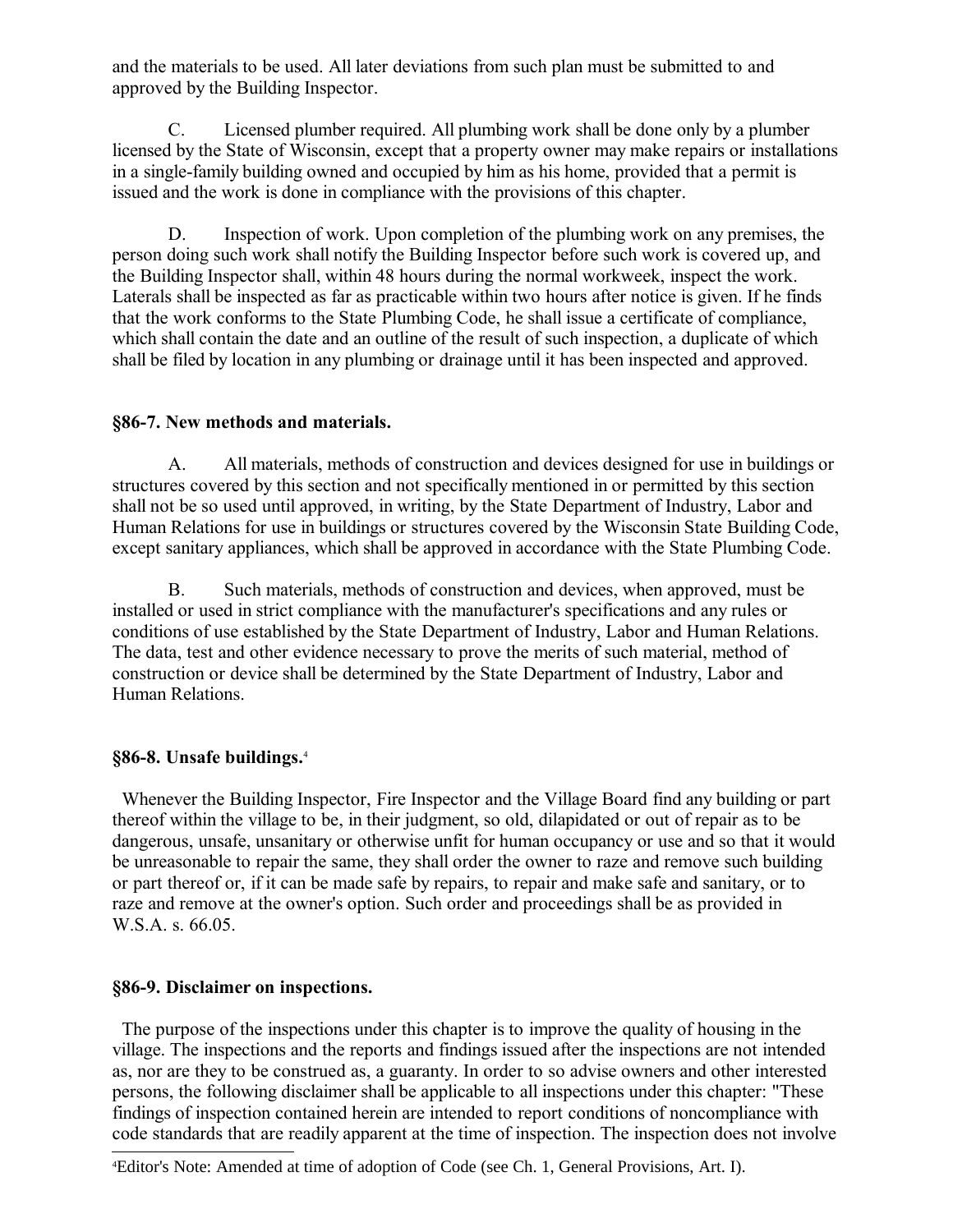and the materials to be used. All later deviations from such plan must be submitted to and approved by the Building Inspector.

C. Licensed plumber required. All plumbing work shall be done only by a plumber licensed by the State of Wisconsin, except that a property owner may make repairs or installations in a single-family building owned and occupied by him as his home, provided that a permit is issued and the work is done in compliance with the provisions of this chapter.

D. Inspection of work. Upon completion of the plumbing work on any premises, the person doing such work shall notify the Building Inspector before such work is covered up, and the Building Inspector shall, within 48 hours during the normal workweek, inspect the work. Laterals shall be inspected as far as practicable within two hours after notice is given. If he finds that the work conforms to the State Plumbing Code, he shall issue a certificate of compliance, which shall contain the date and an outline of the result of such inspection, a duplicate of which shall be filed by location in any plumbing or drainage until it has been inspected and approved.

### §86-7. New methods and materials.

A. All materials, methods of construction and devices designed for use in buildings or structures covered by this section and not specifically mentioned in or permitted by this section shall not be so used until approved, in writing, by the State Department of Industry, Labor and Human Relations for use in buildings or structures covered by the Wisconsin State Building Code, except sanitary appliances, which shall be approved in accordance with the State Plumbing Code.

B. Such materials, methods of construction and devices, when approved, must be installed or used in strict compliance with the manufacturer's specifications and any rules or conditions of use established by the State Department of Industry, Labor and Human Relations. The data, test and other evidence necessary to prove the merits of such material, method of construction or device shall be determined by the State Department of Industry, Labor and Human Relations.

### §86-8. Unsafe buildings.[4]

Whenever the Building Inspector, Fire Inspector and the Village Board find any building or part thereof within the village to be, in their judgment, so old, dilapidated or out of repair as to be dangerous, unsafe, unsanitary or otherwise unfit for human occupancy or use and so that it would be unreasonable to repair the same, they shall order the owner to raze and remove such building or part thereof or, if it can be made safe by repairs, to repair and make safe and sanitary, or to raze and remove at the owner's option. Such order and proceedings shall be as provided in W.S.A. s. 66.05.

### §86-9. Disclaimer on inspections.

The purpose of the inspections under this chapter is to improve the quality of housing in the village. The inspections and the reports and findings issued after the inspections are not intended as, nor are they to be construed as, a guaranty. In order to so advise owners and other interested persons, the following disclaimer shall be applicable to all inspections under this chapter: "These findings of inspection contained herein are intended to report conditions of noncompliance with code standards that are readily apparent at the time of inspection. The inspection does not involve

[4]Editor's Note: Amended at time of adoption of Code (see Ch. 1, General Provisions, Art. I).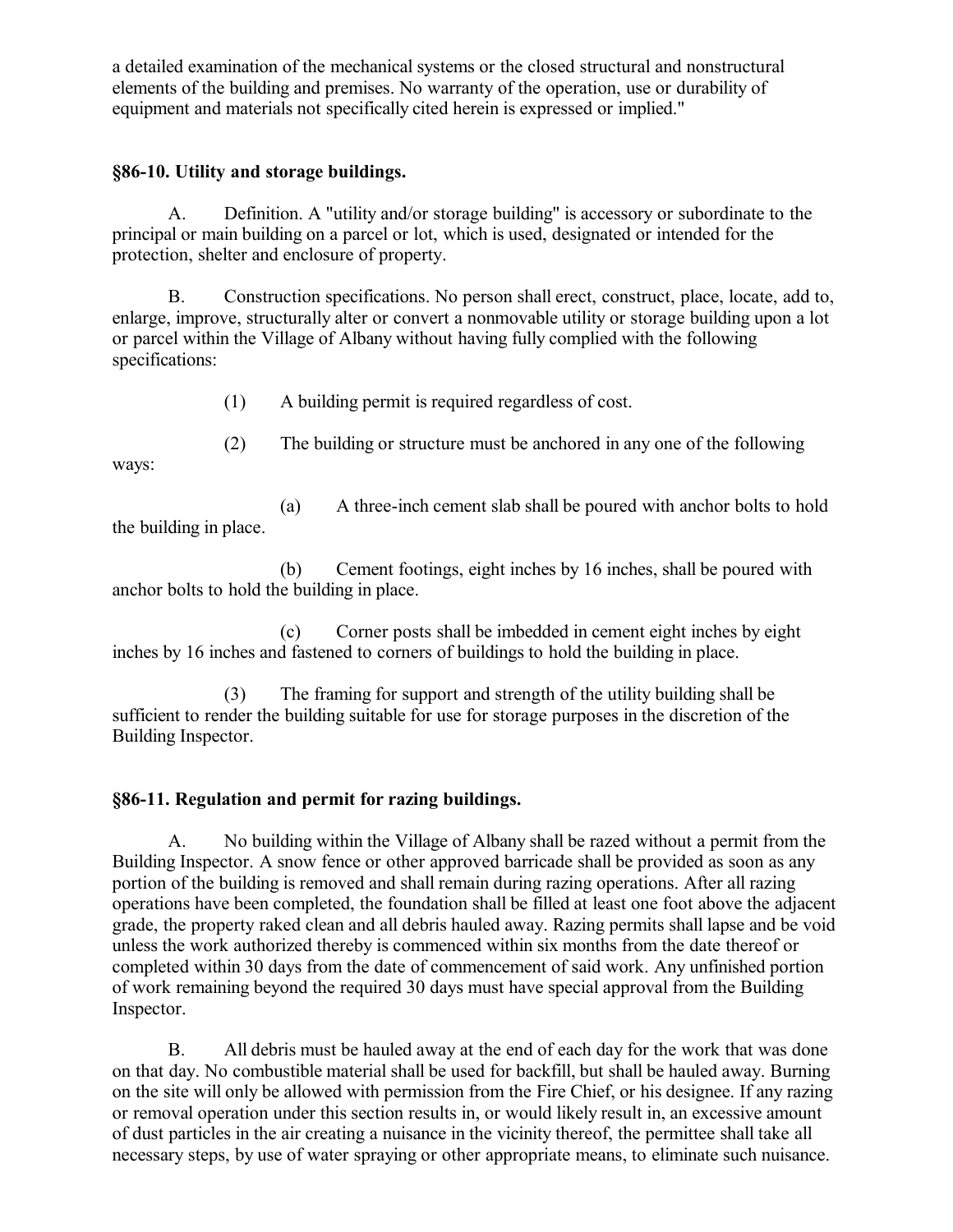a detailed examination of the mechanical systems or the closed structural and nonstructural elements of the building and premises. No warranty of the operation, use or durability of equipment and materials not specifically cited herein is expressed or implied."

### §86-10. Utility and storage buildings.

A. Definition. A "utility and/or storage building" is accessory or subordinate to the principal or main building on a parcel or lot, which is used, designated or intended for the protection, shelter and enclosure of property.

B. Construction specifications. No person shall erect, construct, place, locate, add to, enlarge, improve, structurally alter or convert a nonmovable utility or storage building upon a lot or parcel within the Village of Albany without having fully complied with the following specifications:

(1) A building permit is required regardless of cost.

(2) The building or structure must be anchored in any one of the following ways:

(a) A three-inch cement slab shall be poured with anchor bolts to hold the building in place.

(b) Cement footings, eight inches by 16 inches, shall be poured with anchor bolts to hold the building in place.

(c) Corner posts shall be imbedded in cement eight inches by eight inches by 16 inches and fastened to corners of buildings to hold the building in place.

(3) The framing for support and strength of the utility building shall be sufficient to render the building suitable for use for storage purposes in the discretion of the Building Inspector.

### §86-11. Regulation and permit for razing buildings.

A. No building within the Village of Albany shall be razed without a permit from the Building Inspector. A snow fence or other approved barricade shall be provided as soon as any portion of the building is removed and shall remain during razing operations. After all razing operations have been completed, the foundation shall be filled at least one foot above the adjacent grade, the property raked clean and all debris hauled away. Razing permits shall lapse and be void unless the work authorized thereby is commenced within six months from the date thereof or completed within 30 days from the date of commencement of said work. Any unfinished portion of work remaining beyond the required 30 days must have special approval from the Building Inspector.

B. All debris must be hauled away at the end of each day for the work that was done on that day. No combustible material shall be used for backfill, but shall be hauled away. Burning on the site will only be allowed with permission from the Fire Chief, or his designee. If any razing or removal operation under this section results in, or would likely result in, an excessive amount of dust particles in the air creating a nuisance in the vicinity thereof, the permittee shall take all necessary steps, by use of water spraying or other appropriate means, to eliminate such nuisance.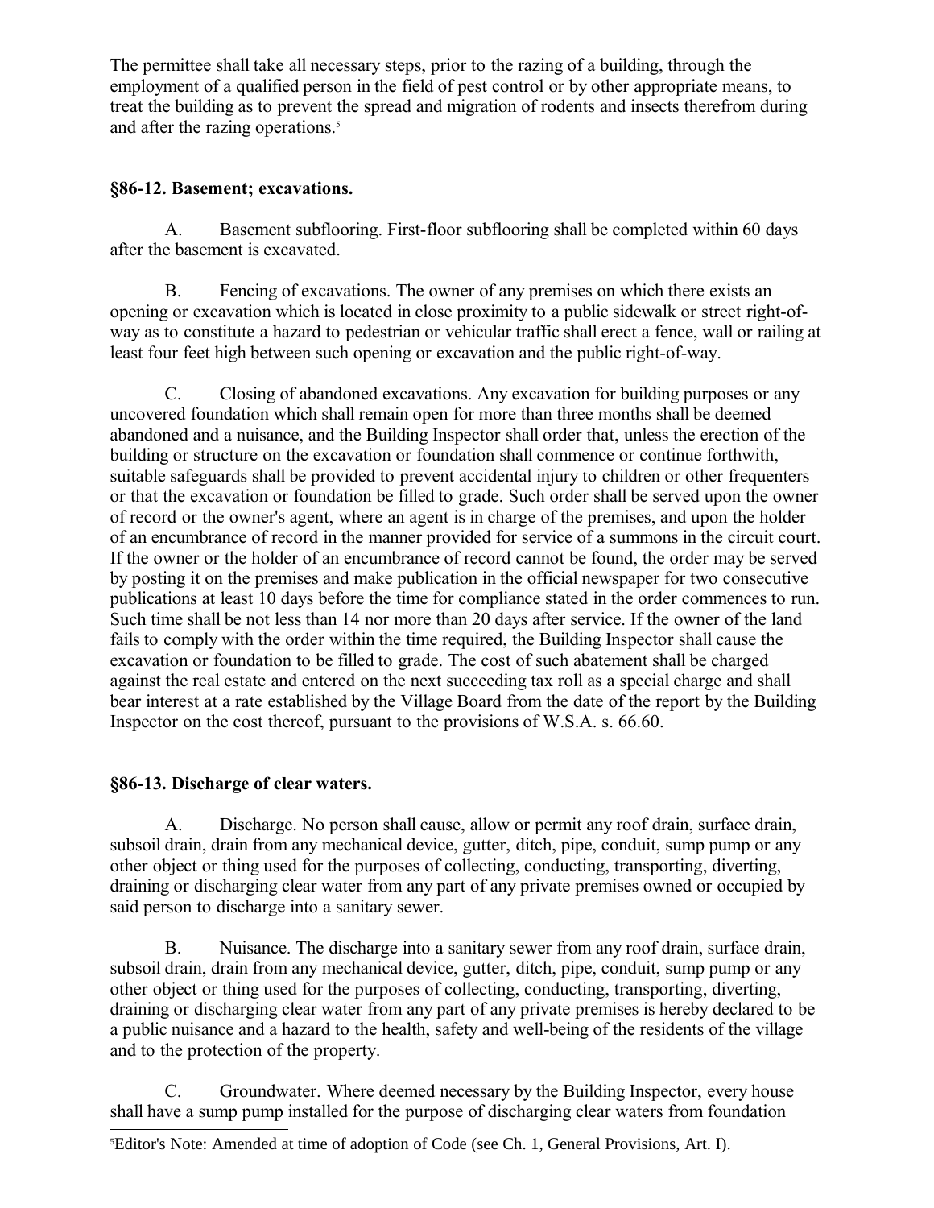The permittee shall take all necessary steps, prior to the razing of a building, through the employment of a qualified person in the field of pest control or by other appropriate means, to treat the building as to prevent the spread and migration of rodents and insects therefrom during and after the razing operations.[5]

### §86-12. Basement; excavations.

A. Basement subflooring. First-floor subflooring shall be completed within 60 days after the basement is excavated.

B. Fencing of excavations. The owner of any premises on which there exists an opening or excavation which is located in close proximity to a public sidewalk or street right-of-way as to constitute a hazard to pedestrian or vehicular traffic shall erect a fence, wall or railing at least four feet high between such opening or excavation and the public right-of-way.

C. Closing of abandoned excavations. Any excavation for building purposes or any uncovered foundation which shall remain open for more than three months shall be deemed abandoned and a nuisance, and the Building Inspector shall order that, unless the erection of the building or structure on the excavation or foundation shall commence or continue forthwith, suitable safeguards shall be provided to prevent accidental injury to children or other frequenters or that the excavation or foundation be filled to grade. Such order shall be served upon the owner of record or the owner's agent, where an agent is in charge of the premises, and upon the holder of an encumbrance of record in the manner provided for service of a summons in the circuit court. If the owner or the holder of an encumbrance of record cannot be found, the order may be served by posting it on the premises and make publication in the official newspaper for two consecutive publications at least 10 days before the time for compliance stated in the order commences to run. Such time shall be not less than 14 nor more than 20 days after service. If the owner of the land fails to comply with the order within the time required, the Building Inspector shall cause the excavation or foundation to be filled to grade. The cost of such abatement shall be charged against the real estate and entered on the next succeeding tax roll as a special charge and shall bear interest at a rate established by the Village Board from the date of the report by the Building Inspector on the cost thereof, pursuant to the provisions of W.S.A. s. 66.60.

### §86-13. Discharge of clear waters.

A. Discharge. No person shall cause, allow or permit any roof drain, surface drain, subsoil drain, drain from any mechanical device, gutter, ditch, pipe, conduit, sump pump or any other object or thing used for the purposes of collecting, conducting, transporting, diverting, draining or discharging clear water from any part of any private premises owned or occupied by said person to discharge into a sanitary sewer.

B. Nuisance. The discharge into a sanitary sewer from any roof drain, surface drain, subsoil drain, drain from any mechanical device, gutter, ditch, pipe, conduit, sump pump or any other object or thing used for the purposes of collecting, conducting, transporting, diverting, draining or discharging clear water from any part of any private premises is hereby declared to be a public nuisance and a hazard to the health, safety and well-being of the residents of the village and to the protection of the property.

C. Groundwater. Where deemed necessary by the Building Inspector, every house shall have a sump pump installed for the purpose of discharging clear waters from foundation

[5] Editor's Note: Amended at time of adoption of Code (see Ch. 1, General Provisions, Art. I).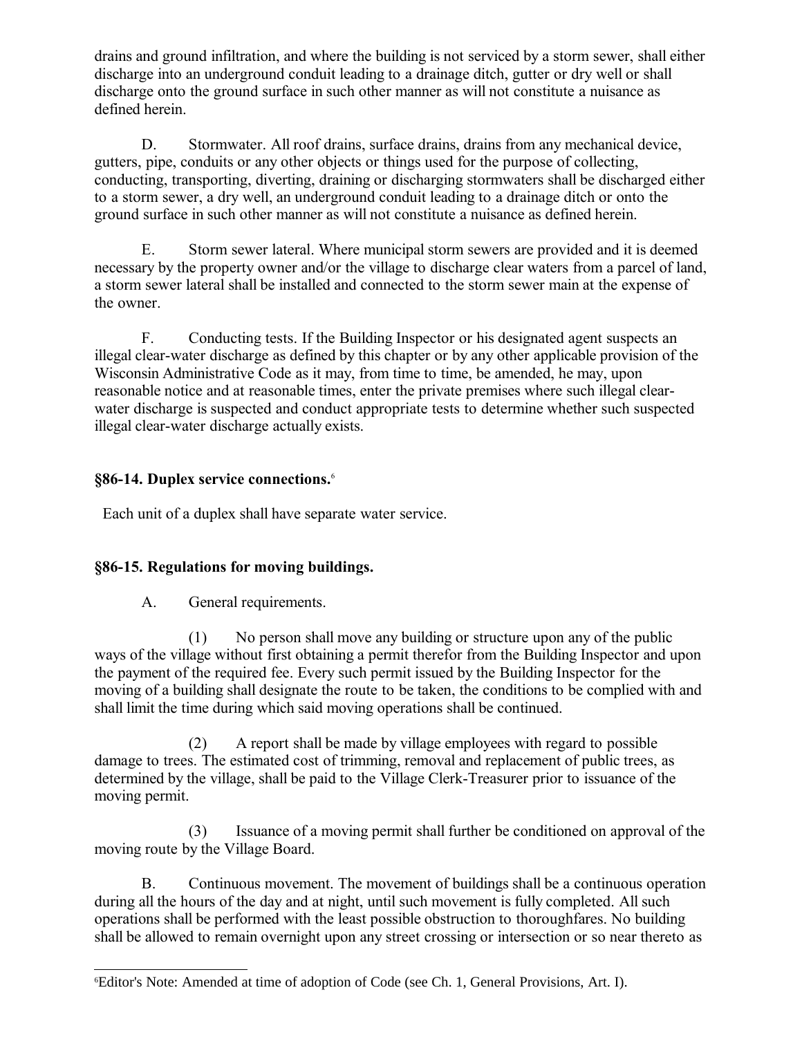drains and ground infiltration, and where the building is not serviced by a storm sewer, shall either discharge into an underground conduit leading to a drainage ditch, gutter or dry well or shall discharge onto the ground surface in such other manner as will not constitute a nuisance as defined herein.

D. Stormwater. All roof drains, surface drains, drains from any mechanical device, gutters, pipe, conduits or any other objects or things used for the purpose of collecting, conducting, transporting, diverting, draining or discharging stormwaters shall be discharged either to a storm sewer, a dry well, an underground conduit leading to a drainage ditch or onto the ground surface in such other manner as will not constitute a nuisance as defined herein.

E. Storm sewer lateral. Where municipal storm sewers are provided and it is deemed necessary by the property owner and/or the village to discharge clear waters from a parcel of land, a storm sewer lateral shall be installed and connected to the storm sewer main at the expense of the owner.

F. Conducting tests. If the Building Inspector or his designated agent suspects an illegal clear-water discharge as defined by this chapter or by any other applicable provision of the Wisconsin Administrative Code as it may, from time to time, be amended, he may, upon reasonable notice and at reasonable times, enter the private premises where such illegal clear-water discharge is suspected and conduct appropriate tests to determine whether such suspected illegal clear-water discharge actually exists.

### §86-14. Duplex service connections.[6]

Each unit of a duplex shall have separate water service.

### §86-15. Regulations for moving buildings.

A. General requirements.

(1) No person shall move any building or structure upon any of the public ways of the village without first obtaining a permit therefor from the Building Inspector and upon the payment of the required fee. Every such permit issued by the Building Inspector for the moving of a building shall designate the route to be taken, the conditions to be complied with and shall limit the time during which said moving operations shall be continued.

(2) A report shall be made by village employees with regard to possible damage to trees. The estimated cost of trimming, removal and replacement of public trees, as determined by the village, shall be paid to the Village Clerk-Treasurer prior to issuance of the moving permit.

(3) Issuance of a moving permit shall further be conditioned on approval of the moving route by the Village Board.

B. Continuous movement. The movement of buildings shall be a continuous operation during all the hours of the day and at night, until such movement is fully completed. All such operations shall be performed with the least possible obstruction to thoroughfares. No building shall be allowed to remain overnight upon any street crossing or intersection or so near thereto as

---

[6] Editor's Note: Amended at time of adoption of Code (see Ch. 1, General Provisions, Art. I).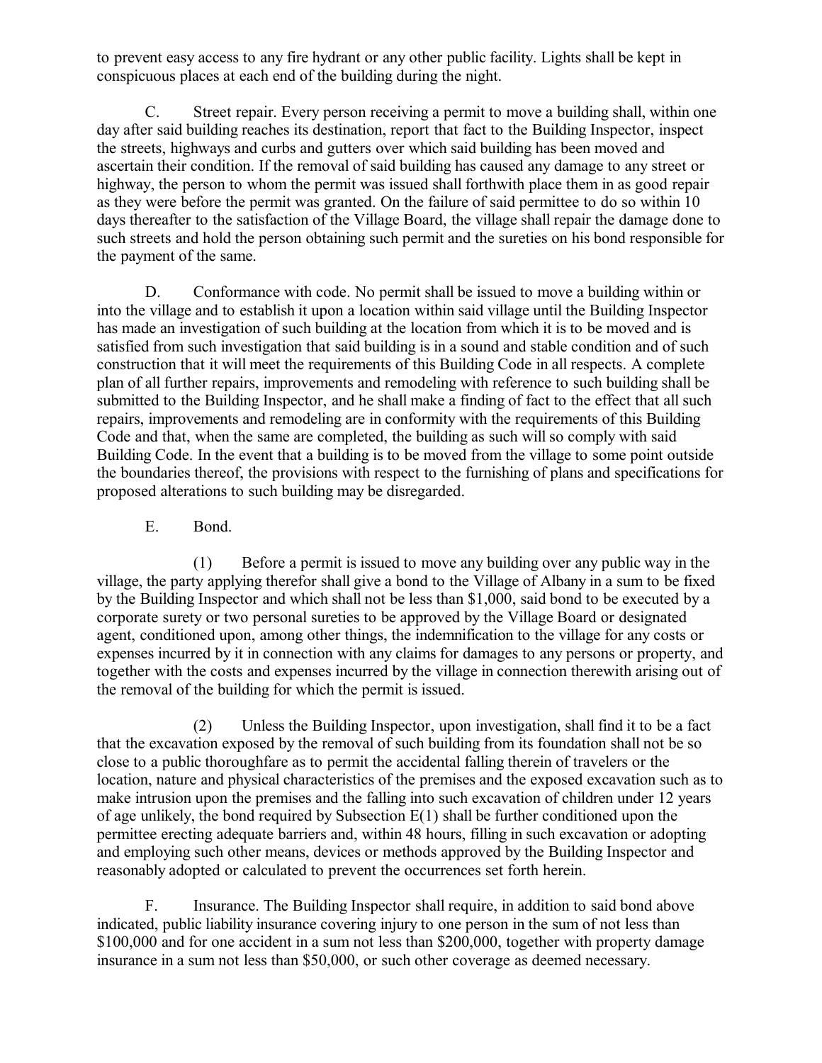to prevent easy access to any fire hydrant or any other public facility. Lights shall be kept in conspicuous places at each end of the building during the night.

C. Street repair. Every person receiving a permit to move a building shall, within one day after said building reaches its destination, report that fact to the Building Inspector, inspect the streets, highways and curbs and gutters over which said building has been moved and ascertain their condition. If the removal of said building has caused any damage to any street or highway, the person to whom the permit was issued shall forthwith place them in as good repair as they were before the permit was granted. On the failure of said permittee to do so within 10 days thereafter to the satisfaction of the Village Board, the village shall repair the damage done to such streets and hold the person obtaining such permit and the sureties on his bond responsible for the payment of the same.

D. Conformance with code. No permit shall be issued to move a building within or into the village and to establish it upon a location within said village until the Building Inspector has made an investigation of such building at the location from which it is to be moved and is satisfied from such investigation that said building is in a sound and stable condition and of such construction that it will meet the requirements of this Building Code in all respects. A complete plan of all further repairs, improvements and remodeling with reference to such building shall be submitted to the Building Inspector, and he shall make a finding of fact to the effect that all such repairs, improvements and remodeling are in conformity with the requirements of this Building Code and that, when the same are completed, the building as such will so comply with said Building Code. In the event that a building is to be moved from the village to some point outside the boundaries thereof, the provisions with respect to the furnishing of plans and specifications for proposed alterations to such building may be disregarded.

E. Bond.

(1) Before a permit is issued to move any building over any public way in the village, the party applying therefor shall give a bond to the Village of Albany in a sum to be fixed by the Building Inspector and which shall not be less than $1,000, said bond to be executed by a corporate surety or two personal sureties to be approved by the Village Board or designated agent, conditioned upon, among other things, the indemnification to the village for any costs or expenses incurred by it in connection with any claims for damages to any persons or property, and together with the costs and expenses incurred by the village in connection therewith arising out of the removal of the building for which the permit is issued.

(2) Unless the Building Inspector, upon investigation, shall find it to be a fact that the excavation exposed by the removal of such building from its foundation shall not be so close to a public thoroughfare as to permit the accidental falling therein of travelers or the location, nature and physical characteristics of the premises and the exposed excavation such as to make intrusion upon the premises and the falling into such excavation of children under 12 years of age unlikely, the bond required by Subsection E(1) shall be further conditioned upon the permittee erecting adequate barriers and, within 48 hours, filling in such excavation or adopting and employing such other means, devices or methods approved by the Building Inspector and reasonably adopted or calculated to prevent the occurrences set forth herein.

F. Insurance. The Building Inspector shall require, in addition to said bond above indicated, public liability insurance covering injury to one person in the sum of not less than $100,000 and for one accident in a sum not less than $200,000, together with property damage insurance in a sum not less than $50,000, or such other coverage as deemed necessary.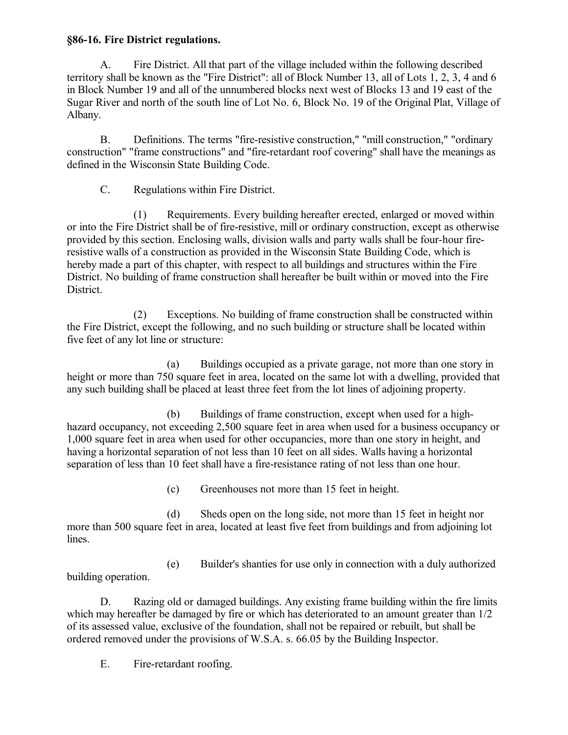**§86-16. Fire District regulations.**

A. Fire District. All that part of the village included within the following described territory shall be known as the "Fire District": all of Block Number 13, all of Lots 1, 2, 3, 4 and 6 in Block Number 19 and all of the unnumbered blocks next west of Blocks 13 and 19 east of the Sugar River and north of the south line of Lot No. 6, Block No. 19 of the Original Plat, Village of Albany.

B. Definitions. The terms "fire-resistive construction," "mill construction," "ordinary construction" "frame constructions" and "fire-retardant roof covering" shall have the meanings as defined in the Wisconsin State Building Code.

C. Regulations within Fire District.

(1) Requirements. Every building hereafter erected, enlarged or moved within or into the Fire District shall be of fire-resistive, mill or ordinary construction, except as otherwise provided by this section. Enclosing walls, division walls and party walls shall be four-hour fire-resistive walls of a construction as provided in the Wisconsin State Building Code, which is hereby made a part of this chapter, with respect to all buildings and structures within the Fire District. No building of frame construction shall hereafter be built within or moved into the Fire District.

(2) Exceptions. No building of frame construction shall be constructed within the Fire District, except the following, and no such building or structure shall be located within five feet of any lot line or structure:

(a) Buildings occupied as a private garage, not more than one story in height or more than 750 square feet in area, located on the same lot with a dwelling, provided that any such building shall be placed at least three feet from the lot lines of adjoining property.

(b) Buildings of frame construction, except when used for a high-hazard occupancy, not exceeding 2,500 square feet in area when used for a business occupancy or 1,000 square feet in area when used for other occupancies, more than one story in height, and having a horizontal separation of not less than 10 feet on all sides. Walls having a horizontal separation of less than 10 feet shall have a fire-resistance rating of not less than one hour.

(c) Greenhouses not more than 15 feet in height.

(d) Sheds open on the long side, not more than 15 feet in height nor more than 500 square feet in area, located at least five feet from buildings and from adjoining lot lines.

(e) Builder's shanties for use only in connection with a duly authorized building operation.

D. Razing old or damaged buildings. Any existing frame building within the fire limits which may hereafter be damaged by fire or which has deteriorated to an amount greater than 1/2 of its assessed value, exclusive of the foundation, shall not be repaired or rebuilt, but shall be ordered removed under the provisions of W.S.A. s. 66.05 by the Building Inspector.

E. Fire-retardant roofing.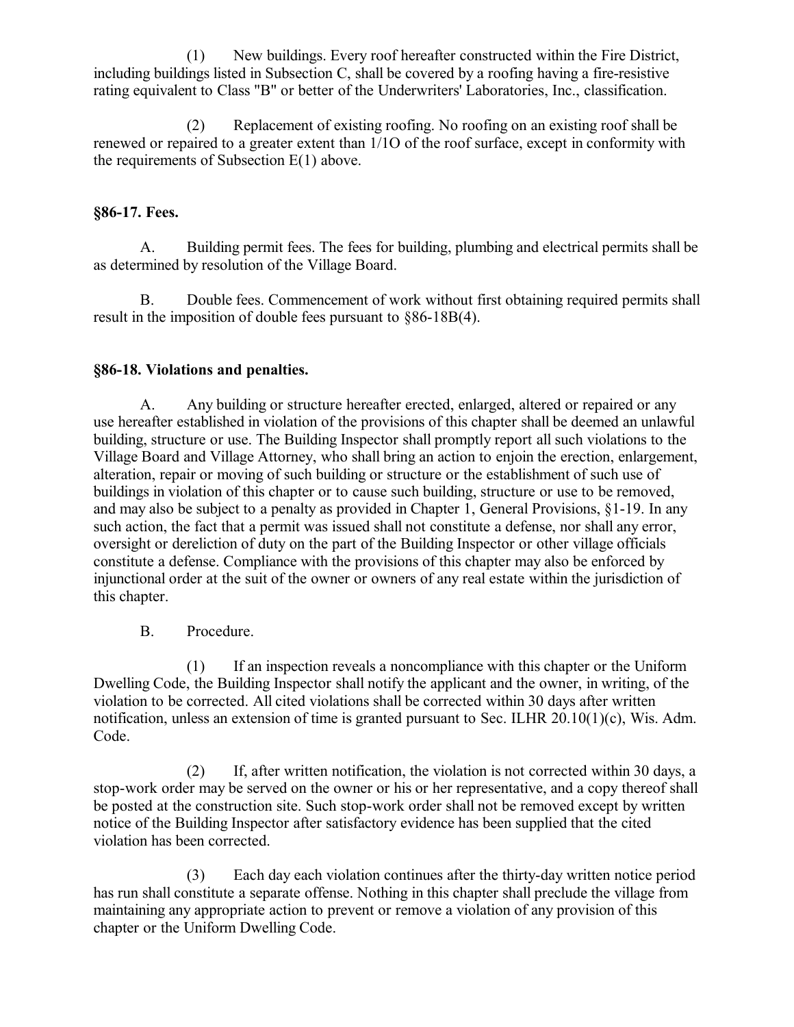(1) New buildings. Every roof hereafter constructed within the Fire District, including buildings listed in Subsection C, shall be covered by a roofing having a fire-resistive rating equivalent to Class "B" or better of the Underwriters' Laboratories, Inc., classification.

(2) Replacement of existing roofing. No roofing on an existing roof shall be renewed or repaired to a greater extent than 1/1O of the roof surface, except in conformity with the requirements of Subsection E(1) above.

### §86-17. Fees.

A. Building permit fees. The fees for building, plumbing and electrical permits shall be as determined by resolution of the Village Board.

B. Double fees. Commencement of work without first obtaining required permits shall result in the imposition of double fees pursuant to §86-18B(4).

### §86-18. Violations and penalties.

A. Any building or structure hereafter erected, enlarged, altered or repaired or any use hereafter established in violation of the provisions of this chapter shall be deemed an unlawful building, structure or use. The Building Inspector shall promptly report all such violations to the Village Board and Village Attorney, who shall bring an action to enjoin the erection, enlargement, alteration, repair or moving of such building or structure or the establishment of such use of buildings in violation of this chapter or to cause such building, structure or use to be removed, and may also be subject to a penalty as provided in Chapter 1, General Provisions, §1-19. In any such action, the fact that a permit was issued shall not constitute a defense, nor shall any error, oversight or dereliction of duty on the part of the Building Inspector or other village officials constitute a defense. Compliance with the provisions of this chapter may also be enforced by injunctional order at the suit of the owner or owners of any real estate within the jurisdiction of this chapter.

B. Procedure.

(1) If an inspection reveals a noncompliance with this chapter or the Uniform Dwelling Code, the Building Inspector shall notify the applicant and the owner, in writing, of the violation to be corrected. All cited violations shall be corrected within 30 days after written notification, unless an extension of time is granted pursuant to Sec. ILHR 20.10(1)(c), Wis. Adm. Code.

(2) If, after written notification, the violation is not corrected within 30 days, a stop-work order may be served on the owner or his or her representative, and a copy thereof shall be posted at the construction site. Such stop-work order shall not be removed except by written notice of the Building Inspector after satisfactory evidence has been supplied that the cited violation has been corrected.

(3) Each day each violation continues after the thirty-day written notice period has run shall constitute a separate offense. Nothing in this chapter shall preclude the village from maintaining any appropriate action to prevent or remove a violation of any provision of this chapter or the Uniform Dwelling Code.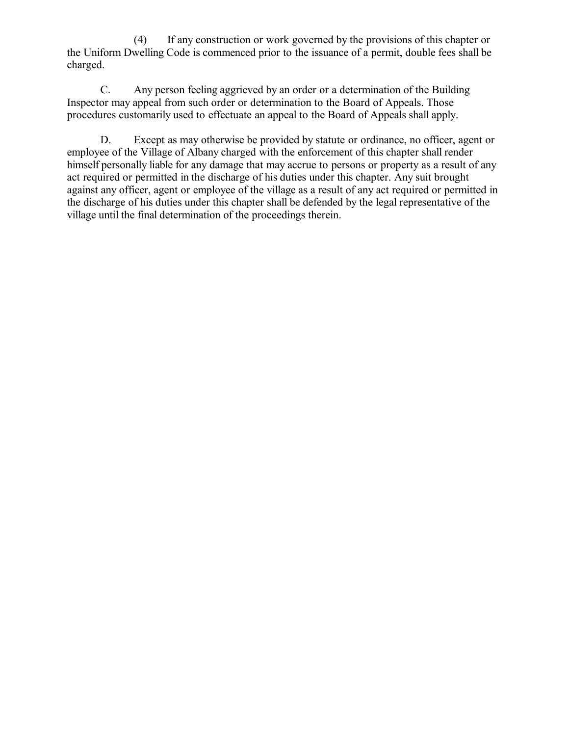(4) If any construction or work governed by the provisions of this chapter or the Uniform Dwelling Code is commenced prior to the issuance of a permit, double fees shall be charged.

C. Any person feeling aggrieved by an order or a determination of the Building Inspector may appeal from such order or determination to the Board of Appeals. Those procedures customarily used to effectuate an appeal to the Board of Appeals shall apply.

D. Except as may otherwise be provided by statute or ordinance, no officer, agent or employee of the Village of Albany charged with the enforcement of this chapter shall render himself personally liable for any damage that may accrue to persons or property as a result of any act required or permitted in the discharge of his duties under this chapter. Any suit brought against any officer, agent or employee of the village as a result of any act required or permitted in the discharge of his duties under this chapter shall be defended by the legal representative of the village until the final determination of the proceedings therein.